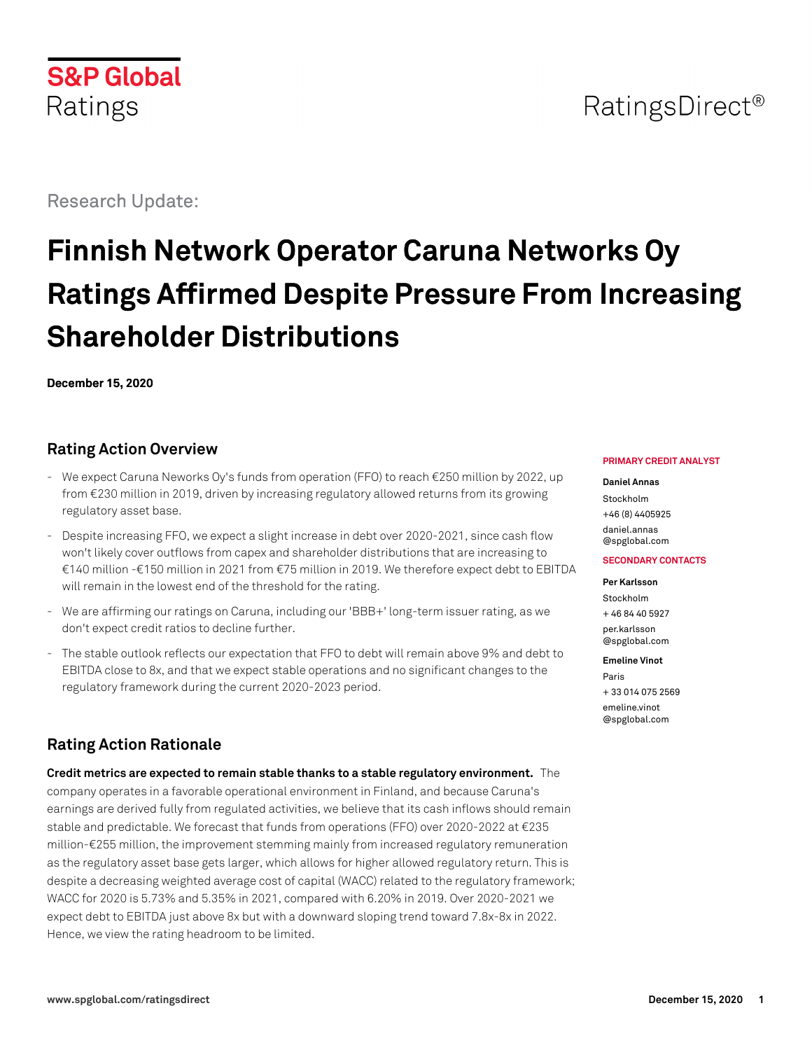S&P Global Ratings

RatingsDirect®

Research Update:

# Finnish Network Operator Caruna Networks Oy Ratings Affirmed Despite Pressure From Increasing Shareholder Distributions

**December 15, 2020**

## Rating Action Overview

- We expect Caruna Neworks Oy's funds from operation (FFO) to reach €250 million by 2022, up from €230 million in 2019, driven by increasing regulatory allowed returns from its growing regulatory asset base.
- Despite increasing FFO, we expect a slight increase in debt over 2020-2021, since cash flow won't likely cover outflows from capex and shareholder distributions that are increasing to €140 million -€150 million in 2021 from €75 million in 2019. We therefore expect debt to EBITDA will remain in the lowest end of the threshold for the rating.
- We are affirming our ratings on Caruna, including our 'BBB+' long-term issuer rating, as we don't expect credit ratios to decline further.
- The stable outlook reflects our expectation that FFO to debt will remain above 9% and debt to EBITDA close to 8x, and that we expect stable operations and no significant changes to the regulatory framework during the current 2020-2023 period.

**PRIMARY CREDIT ANALYST**

**Daniel Annas**
Stockholm
+46 (8) 4405925
daniel.annas@spglobal.com

**SECONDARY CONTACTS**

**Per Karlsson**
Stockholm
+ 46 84 40 5927
per.karlsson@spglobal.com

**Emeline Vinot**
Paris
+ 33 014 075 2569
emeline.vinot@spglobal.com

## Rating Action Rationale

**Credit metrics are expected to remain stable thanks to a stable regulatory environment.** The company operates in a favorable operational environment in Finland, and because Caruna's earnings are derived fully from regulated activities, we believe that its cash inflows should remain stable and predictable. We forecast that funds from operations (FFO) over 2020-2022 at €235 million-€255 million, the improvement stemming mainly from increased regulatory remuneration as the regulatory asset base gets larger, which allows for higher allowed regulatory return. This is despite a decreasing weighted average cost of capital (WACC) related to the regulatory framework; WACC for 2020 is 5.73% and 5.35% in 2021, compared with 6.20% in 2019. Over 2020-2021 we expect debt to EBITDA just above 8x but with a downward sloping trend toward 7.8x-8x in 2022. Hence, we view the rating headroom to be limited.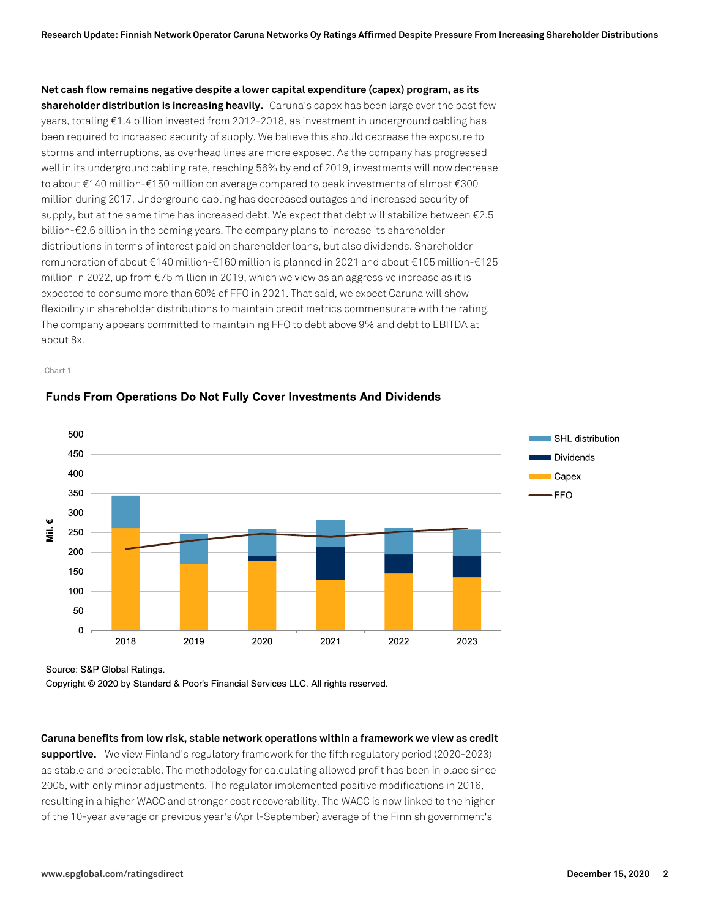**Net cash flow remains negative despite a lower capital expenditure (capex) program, as its shareholder distribution is increasing heavily.** Caruna's capex has been large over the past few years, totaling €1.4 billion invested from 2012-2018, as investment in underground cabling has been required to increased security of supply. We believe this should decrease the exposure to storms and interruptions, as overhead lines are more exposed. As the company has progressed well in its underground cabling rate, reaching 56% by end of 2019, investments will now decrease to about €140 million-€150 million on average compared to peak investments of almost €300 million during 2017. Underground cabling has decreased outages and increased security of supply, but at the same time has increased debt. We expect that debt will stabilize between €2.5 billion-€2.6 billion in the coming years. The company plans to increase its shareholder distributions in terms of interest paid on shareholder loans, but also dividends. Shareholder remuneration of about €140 million-€160 million is planned in 2021 and about €105 million-€125 million in 2022, up from €75 million in 2019, which we view as an aggressive increase as it is expected to consume more than 60% of FFO in 2021. That said, we expect Caruna will show flexibility in shareholder distributions to maintain credit metrics commensurate with the rating. The company appears committed to maintaining FFO to debt above 9% and debt to EBITDA at about 8x.

Chart 1

**Funds From Operations Do Not Fully Cover Investments And Dividends**

Source: S&P Global Ratings.
Copyright © 2020 by Standard & Poor's Financial Services LLC. All rights reserved.

**Caruna benefits from low risk, stable network operations within a framework we view as credit supportive.** We view Finland's regulatory framework for the fifth regulatory period (2020-2023) as stable and predictable. The methodology for calculating allowed profit has been in place since 2005, with only minor adjustments. The regulator implemented positive modifications in 2016, resulting in a higher WACC and stronger cost recoverability. The WACC is now linked to the higher of the 10-year average or previous year's (April-September) average of the Finnish government's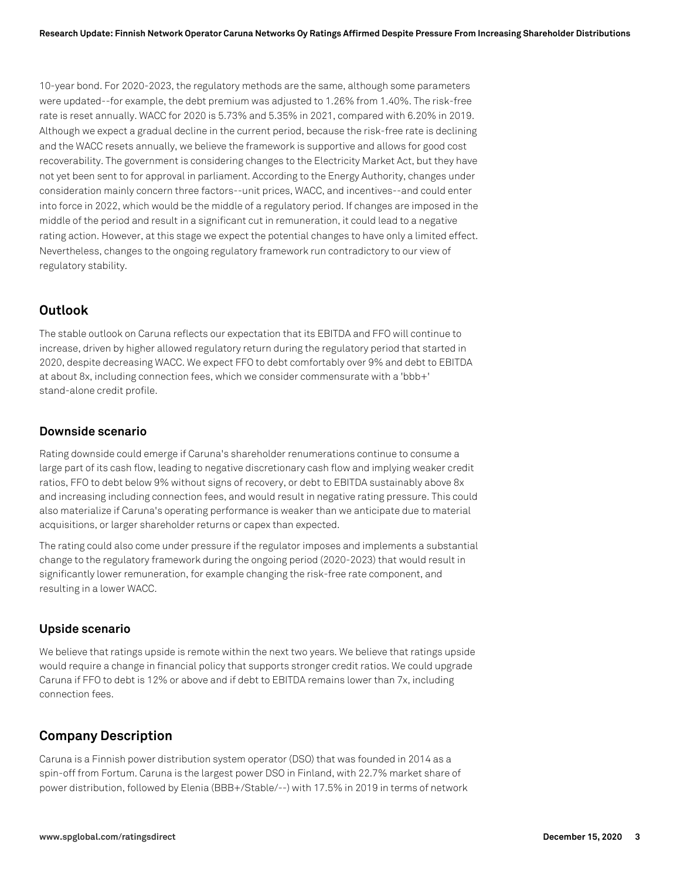10-year bond. For 2020-2023, the regulatory methods are the same, although some parameters were updated--for example, the debt premium was adjusted to 1.26% from 1.40%. The risk-free rate is reset annually. WACC for 2020 is 5.73% and 5.35% in 2021, compared with 6.20% in 2019. Although we expect a gradual decline in the current period, because the risk-free rate is declining and the WACC resets annually, we believe the framework is supportive and allows for good cost recoverability. The government is considering changes to the Electricity Market Act, but they have not yet been sent to for approval in parliament. According to the Energy Authority, changes under consideration mainly concern three factors--unit prices, WACC, and incentives--and could enter into force in 2022, which would be the middle of a regulatory period. If changes are imposed in the middle of the period and result in a significant cut in remuneration, it could lead to a negative rating action. However, at this stage we expect the potential changes to have only a limited effect. Nevertheless, changes to the ongoing regulatory framework run contradictory to our view of regulatory stability.

## Outlook

The stable outlook on Caruna reflects our expectation that its EBITDA and FFO will continue to increase, driven by higher allowed regulatory return during the regulatory period that started in 2020, despite decreasing WACC. We expect FFO to debt comfortably over 9% and debt to EBITDA at about 8x, including connection fees, which we consider commensurate with a 'bbb+' stand-alone credit profile.

### Downside scenario

Rating downside could emerge if Caruna's shareholder renumerations continue to consume a large part of its cash flow, leading to negative discretionary cash flow and implying weaker credit ratios, FFO to debt below 9% without signs of recovery, or debt to EBITDA sustainably above 8x and increasing including connection fees, and would result in negative rating pressure. This could also materialize if Caruna's operating performance is weaker than we anticipate due to material acquisitions, or larger shareholder returns or capex than expected.

The rating could also come under pressure if the regulator imposes and implements a substantial change to the regulatory framework during the ongoing period (2020-2023) that would result in significantly lower remuneration, for example changing the risk-free rate component, and resulting in a lower WACC.

### Upside scenario

We believe that ratings upside is remote within the next two years. We believe that ratings upside would require a change in financial policy that supports stronger credit ratios. We could upgrade Caruna if FFO to debt is 12% or above and if debt to EBITDA remains lower than 7x, including connection fees.

## Company Description

Caruna is a Finnish power distribution system operator (DSO) that was founded in 2014 as a spin-off from Fortum. Caruna is the largest power DSO in Finland, with 22.7% market share of power distribution, followed by Elenia (BBB+/Stable/--) with 17.5% in 2019 in terms of network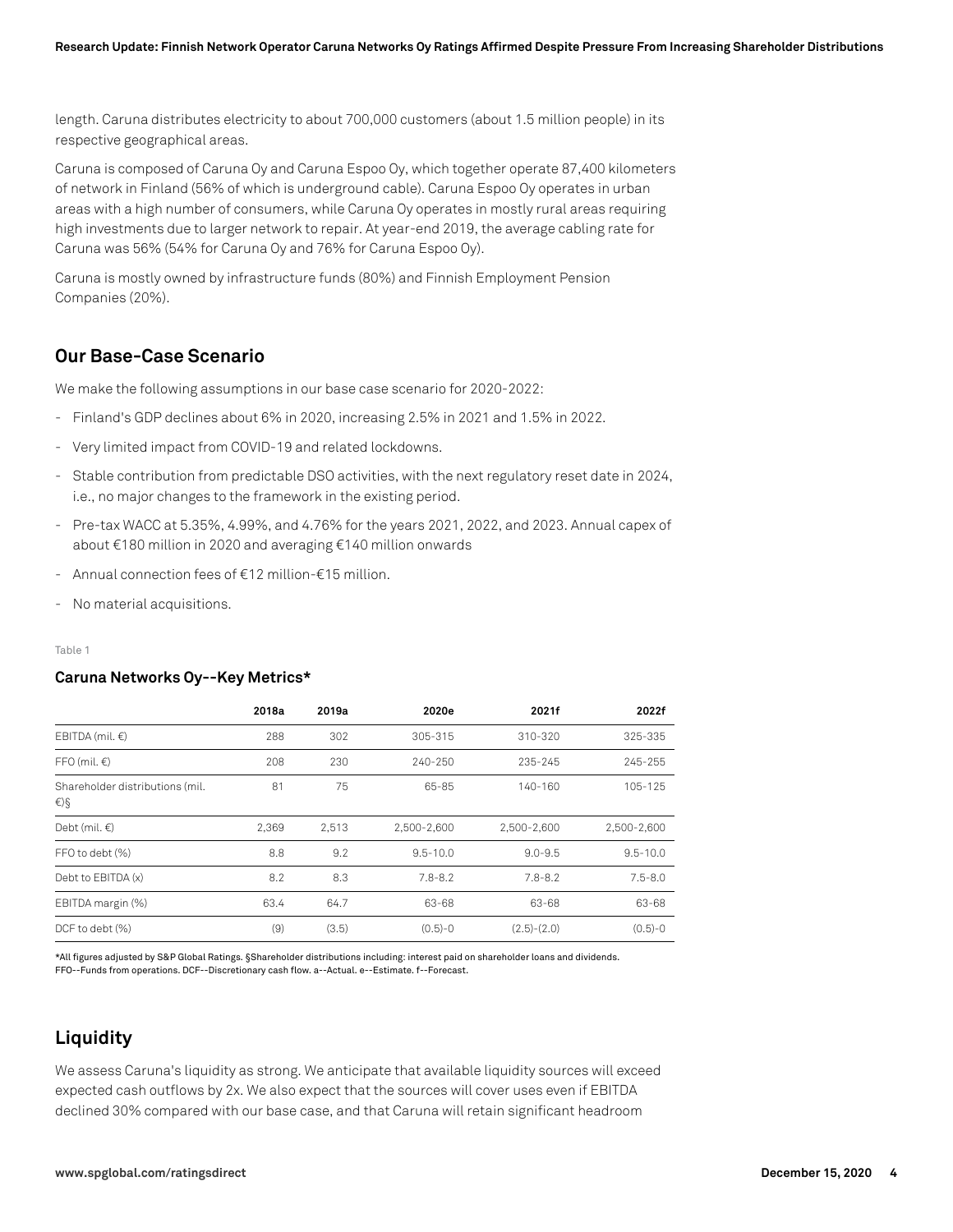length. Caruna distributes electricity to about 700,000 customers (about 1.5 million people) in its respective geographical areas.

Caruna is composed of Caruna Oy and Caruna Espoo Oy, which together operate 87,400 kilometers of network in Finland (56% of which is underground cable). Caruna Espoo Oy operates in urban areas with a high number of consumers, while Caruna Oy operates in mostly rural areas requiring high investments due to larger network to repair. At year-end 2019, the average cabling rate for Caruna was 56% (54% for Caruna Oy and 76% for Caruna Espoo Oy).

Caruna is mostly owned by infrastructure funds (80%) and Finnish Employment Pension Companies (20%).

## Our Base-Case Scenario

We make the following assumptions in our base case scenario for 2020-2022:

- Finland's GDP declines about 6% in 2020, increasing 2.5% in 2021 and 1.5% in 2022.
- Very limited impact from COVID-19 and related lockdowns.
- Stable contribution from predictable DSO activities, with the next regulatory reset date in 2024, i.e., no major changes to the framework in the existing period.
- Pre-tax WACC at 5.35%, 4.99%, and 4.76% for the years 2021, 2022, and 2023. Annual capex of about €180 million in 2020 and averaging €140 million onwards
- Annual connection fees of €12 million-€15 million.
- No material acquisitions.

Table 1

**Caruna Networks Oy--Key Metrics***

| | 2018a | 2019a | 2020e | 2021f | 2022f |
|---|---|---|---|---|---|
| EBITDA (mil. €) | 288 | 302 | 305-315 | 310-320 | 325-335 |
| FFO (mil. €) | 208 | 230 | 240-250 | 235-245 | 245-255 |
| Shareholder distributions (mil. €)§ | 81 | 75 | 65-85 | 140-160 | 105-125 |
| Debt (mil. €) | 2,369 | 2,513 | 2,500-2,600 | 2,500-2,600 | 2,500-2,600 |
| FFO to debt (%) | 8.8 | 9.2 | 9.5-10.0 | 9.0-9.5 | 9.5-10.0 |
| Debt to EBITDA (x) | 8.2 | 8.3 | 7.8-8.2 | 7.8-8.2 | 7.5-8.0 |
| EBITDA margin (%) | 63.4 | 64.7 | 63-68 | 63-68 | 63-68 |
| DCF to debt (%) | (9) | (3.5) | (0.5)-0 | (2.5)-(2.0) | (0.5)-0 |

*All figures adjusted by S&P Global Ratings. §Shareholder distributions including: interest paid on shareholder loans and dividends. FFO--Funds from operations. DCF--Discretionary cash flow. a--Actual. e--Estimate. f--Forecast.

## Liquidity

We assess Caruna's liquidity as strong. We anticipate that available liquidity sources will exceed expected cash outflows by 2x. We also expect that the sources will cover uses even if EBITDA declined 30% compared with our base case, and that Caruna will retain significant headroom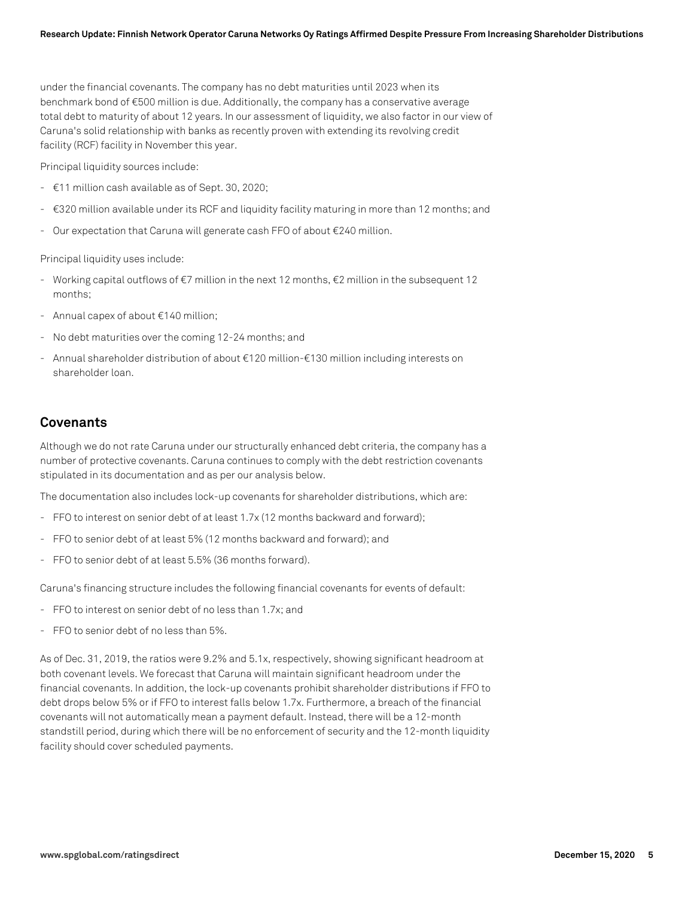under the financial covenants. The company has no debt maturities until 2023 when its benchmark bond of €500 million is due. Additionally, the company has a conservative average total debt to maturity of about 12 years. In our assessment of liquidity, we also factor in our view of Caruna's solid relationship with banks as recently proven with extending its revolving credit facility (RCF) facility in November this year.

Principal liquidity sources include:

- €11 million cash available as of Sept. 30, 2020;
- €320 million available under its RCF and liquidity facility maturing in more than 12 months; and
- Our expectation that Caruna will generate cash FFO of about €240 million.

Principal liquidity uses include:

- Working capital outflows of €7 million in the next 12 months, €2 million in the subsequent 12 months;
- Annual capex of about €140 million;
- No debt maturities over the coming 12-24 months; and
- Annual shareholder distribution of about €120 million-€130 million including interests on shareholder loan.

## Covenants

Although we do not rate Caruna under our structurally enhanced debt criteria, the company has a number of protective covenants. Caruna continues to comply with the debt restriction covenants stipulated in its documentation and as per our analysis below.

The documentation also includes lock-up covenants for shareholder distributions, which are:

- FFO to interest on senior debt of at least 1.7x (12 months backward and forward);
- FFO to senior debt of at least 5% (12 months backward and forward); and
- FFO to senior debt of at least 5.5% (36 months forward).

Caruna's financing structure includes the following financial covenants for events of default:

- FFO to interest on senior debt of no less than 1.7x; and
- FFO to senior debt of no less than 5%.

As of Dec. 31, 2019, the ratios were 9.2% and 5.1x, respectively, showing significant headroom at both covenant levels. We forecast that Caruna will maintain significant headroom under the financial covenants. In addition, the lock-up covenants prohibit shareholder distributions if FFO to debt drops below 5% or if FFO to interest falls below 1.7x. Furthermore, a breach of the financial covenants will not automatically mean a payment default. Instead, there will be a 12-month standstill period, during which there will be no enforcement of security and the 12-month liquidity facility should cover scheduled payments.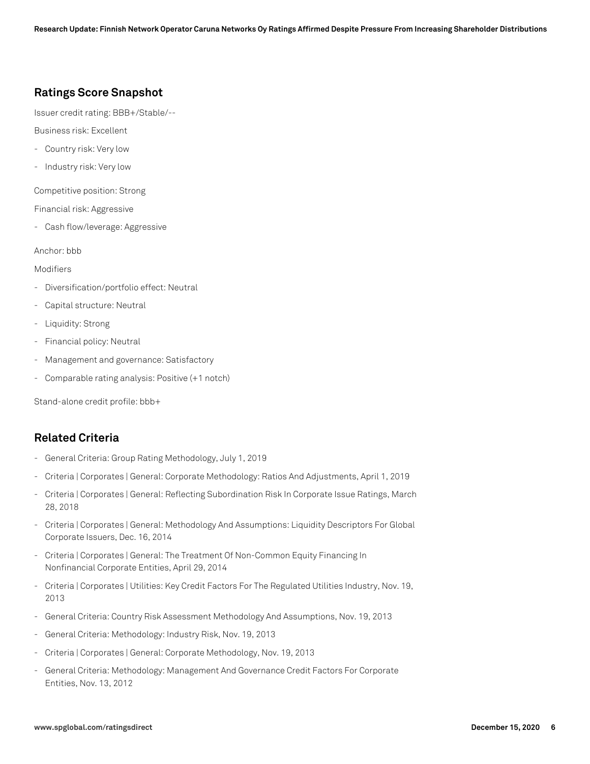## Ratings Score Snapshot

Issuer credit rating: BBB+/Stable/--

Business risk: Excellent

- Country risk: Very low
- Industry risk: Very low

Competitive position: Strong

Financial risk: Aggressive

- Cash flow/leverage: Aggressive

Anchor: bbb

Modifiers

- Diversification/portfolio effect: Neutral
- Capital structure: Neutral
- Liquidity: Strong
- Financial policy: Neutral
- Management and governance: Satisfactory
- Comparable rating analysis: Positive (+1 notch)

Stand-alone credit profile: bbb+

## Related Criteria

- General Criteria: Group Rating Methodology, July 1, 2019
- Criteria | Corporates | General: Corporate Methodology: Ratios And Adjustments, April 1, 2019
- Criteria | Corporates | General: Reflecting Subordination Risk In Corporate Issue Ratings, March 28, 2018
- Criteria | Corporates | General: Methodology And Assumptions: Liquidity Descriptors For Global Corporate Issuers, Dec. 16, 2014
- Criteria | Corporates | General: The Treatment Of Non-Common Equity Financing In Nonfinancial Corporate Entities, April 29, 2014
- Criteria | Corporates | Utilities: Key Credit Factors For The Regulated Utilities Industry, Nov. 19, 2013
- General Criteria: Country Risk Assessment Methodology And Assumptions, Nov. 19, 2013
- General Criteria: Methodology: Industry Risk, Nov. 19, 2013
- Criteria | Corporates | General: Corporate Methodology, Nov. 19, 2013
- General Criteria: Methodology: Management And Governance Credit Factors For Corporate Entities, Nov. 13, 2012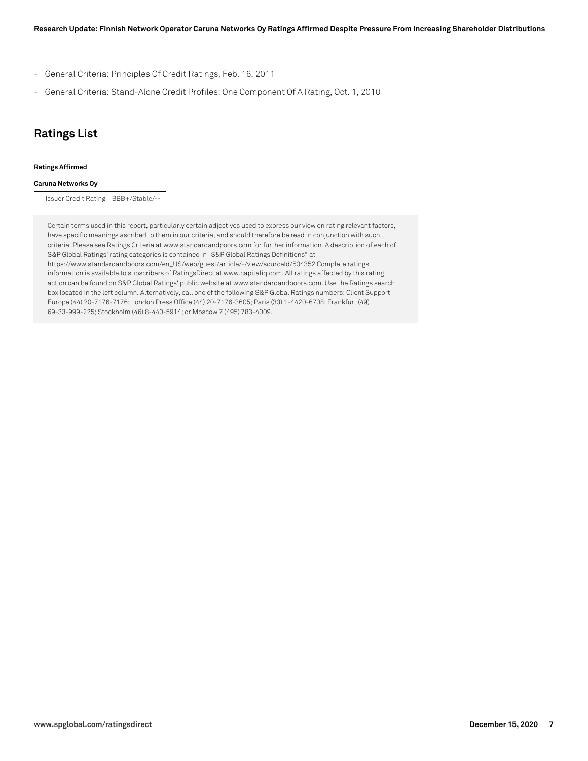- General Criteria: Principles Of Credit Ratings, Feb. 16, 2011
- General Criteria: Stand-Alone Credit Profiles: One Component Of A Rating, Oct. 1, 2010

## Ratings List

| Ratings Affirmed | |
|---|---|
| **Caruna Networks Oy** | |
| Issuer Credit Rating | BBB+/Stable/-- |

Certain terms used in this report, particularly certain adjectives used to express our view on rating relevant factors, have specific meanings ascribed to them in our criteria, and should therefore be read in conjunction with such criteria. Please see Ratings Criteria at www.standardandpoors.com for further information. A description of each of S&P Global Ratings' rating categories is contained in "S&P Global Ratings Definitions" at https://www.standardandpoors.com/en_US/web/guest/article/-/view/sourceId/504352 Complete ratings information is available to subscribers of RatingsDirect at www.capitaliq.com. All ratings affected by this rating action can be found on S&P Global Ratings' public website at www.standardandpoors.com. Use the Ratings search box located in the left column. Alternatively, call one of the following S&P Global Ratings numbers: Client Support Europe (44) 20-7176-7176; London Press Office (44) 20-7176-3605; Paris (33) 1-4420-6708; Frankfurt (49) 69-33-999-225; Stockholm (46) 8-440-5914; or Moscow 7 (495) 783-4009.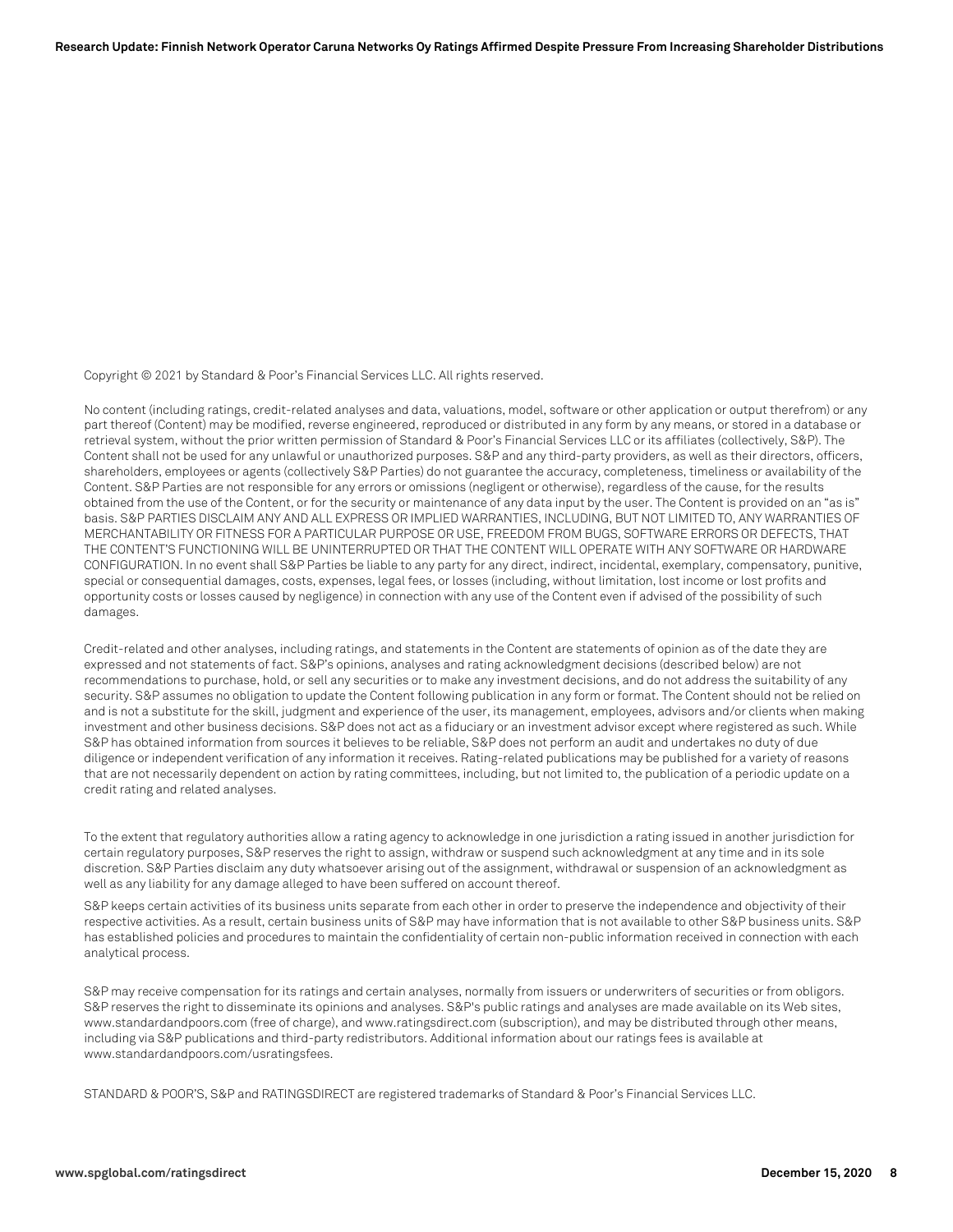Copyright © 2021 by Standard & Poor's Financial Services LLC. All rights reserved.

No content (including ratings, credit-related analyses and data, valuations, model, software or other application or output therefrom) or any part thereof (Content) may be modified, reverse engineered, reproduced or distributed in any form by any means, or stored in a database or retrieval system, without the prior written permission of Standard & Poor's Financial Services LLC or its affiliates (collectively, S&P). The Content shall not be used for any unlawful or unauthorized purposes. S&P and any third-party providers, as well as their directors, officers, shareholders, employees or agents (collectively S&P Parties) do not guarantee the accuracy, completeness, timeliness or availability of the Content. S&P Parties are not responsible for any errors or omissions (negligent or otherwise), regardless of the cause, for the results obtained from the use of the Content, or for the security or maintenance of any data input by the user. The Content is provided on an "as is" basis. S&P PARTIES DISCLAIM ANY AND ALL EXPRESS OR IMPLIED WARRANTIES, INCLUDING, BUT NOT LIMITED TO, ANY WARRANTIES OF MERCHANTABILITY OR FITNESS FOR A PARTICULAR PURPOSE OR USE, FREEDOM FROM BUGS, SOFTWARE ERRORS OR DEFECTS, THAT THE CONTENT'S FUNCTIONING WILL BE UNINTERRUPTED OR THAT THE CONTENT WILL OPERATE WITH ANY SOFTWARE OR HARDWARE CONFIGURATION. In no event shall S&P Parties be liable to any party for any direct, indirect, incidental, exemplary, compensatory, punitive, special or consequential damages, costs, expenses, legal fees, or losses (including, without limitation, lost income or lost profits and opportunity costs or losses caused by negligence) in connection with any use of the Content even if advised of the possibility of such damages.

Credit-related and other analyses, including ratings, and statements in the Content are statements of opinion as of the date they are expressed and not statements of fact. S&P's opinions, analyses and rating acknowledgment decisions (described below) are not recommendations to purchase, hold, or sell any securities or to make any investment decisions, and do not address the suitability of any security. S&P assumes no obligation to update the Content following publication in any form or format. The Content should not be relied on and is not a substitute for the skill, judgment and experience of the user, its management, employees, advisors and/or clients when making investment and other business decisions. S&P does not act as a fiduciary or an investment advisor except where registered as such. While S&P has obtained information from sources it believes to be reliable, S&P does not perform an audit and undertakes no duty of due diligence or independent verification of any information it receives. Rating-related publications may be published for a variety of reasons that are not necessarily dependent on action by rating committees, including, but not limited to, the publication of a periodic update on a credit rating and related analyses.

To the extent that regulatory authorities allow a rating agency to acknowledge in one jurisdiction a rating issued in another jurisdiction for certain regulatory purposes, S&P reserves the right to assign, withdraw or suspend such acknowledgment at any time and in its sole discretion. S&P Parties disclaim any duty whatsoever arising out of the assignment, withdrawal or suspension of an acknowledgment as well as any liability for any damage alleged to have been suffered on account thereof.

S&P keeps certain activities of its business units separate from each other in order to preserve the independence and objectivity of their respective activities. As a result, certain business units of S&P may have information that is not available to other S&P business units. S&P has established policies and procedures to maintain the confidentiality of certain non-public information received in connection with each analytical process.

S&P may receive compensation for its ratings and certain analyses, normally from issuers or underwriters of securities or from obligors. S&P reserves the right to disseminate its opinions and analyses. S&P's public ratings and analyses are made available on its Web sites, www.standardandpoors.com (free of charge), and www.ratingsdirect.com (subscription), and may be distributed through other means, including via S&P publications and third-party redistributors. Additional information about our ratings fees is available at www.standardandpoors.com/usratingsfees.

STANDARD & POOR'S, S&P and RATINGSDIRECT are registered trademarks of Standard & Poor's Financial Services LLC.